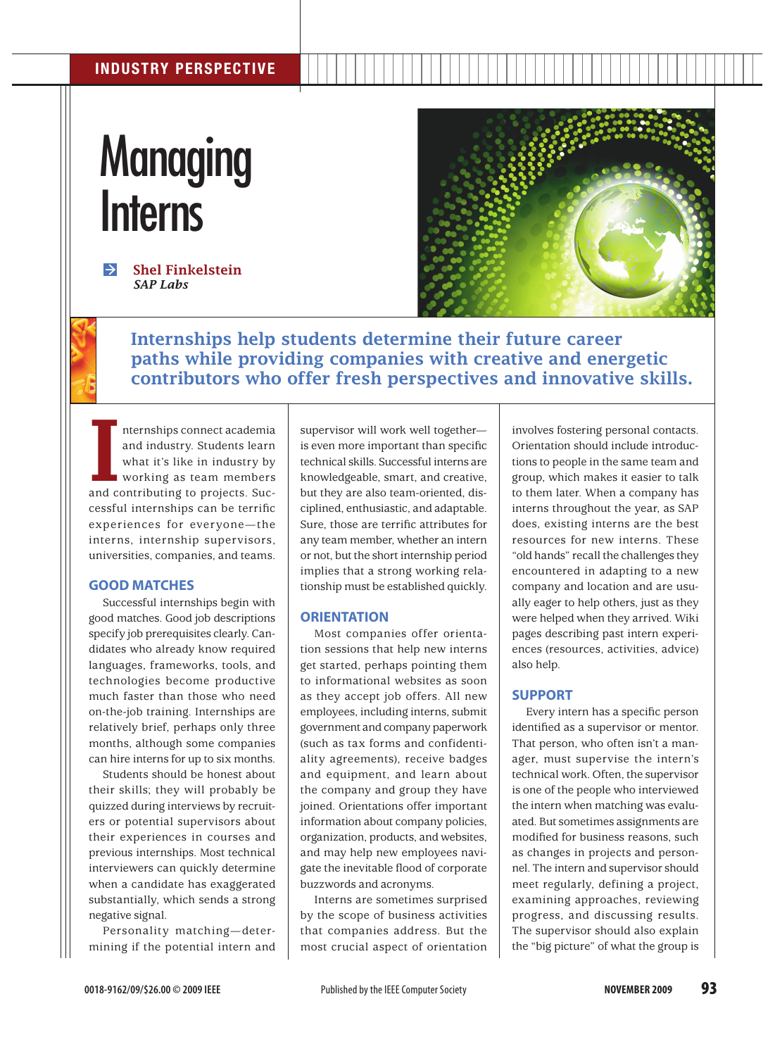INDUSTRY PERSPECTIVE

# Managing Interns

**Shel Finkelstein**
*SAP Labs*

**Internships help students determine their future career paths while providing companies with creative and energetic contributors who offer fresh perspectives and innovative skills.**

Internships connect academia and industry. Students learn what it's like in industry by working as team members and contributing to projects. Successful internships can be terrific experiences for everyone—the interns, internship supervisors, universities, companies, and teams.

## GOOD MATCHES

Successful internships begin with good matches. Good job descriptions specify job prerequisites clearly. Candidates who already know required languages, frameworks, tools, and technologies become productive much faster than those who need on-the-job training. Internships are relatively brief, perhaps only three months, although some companies can hire interns for up to six months.

Students should be honest about their skills; they will probably be quizzed during interviews by recruiters or potential supervisors about their experiences in courses and previous internships. Most technical interviewers can quickly determine when a candidate has exaggerated substantially, which sends a strong negative signal.

Personality matching—determining if the potential intern and supervisor will work well together—is even more important than specific technical skills. Successful interns are knowledgeable, smart, and creative, but they are also team-oriented, disciplined, enthusiastic, and adaptable. Sure, those are terrific attributes for any team member, whether an intern or not, but the short internship period implies that a strong working relationship must be established quickly.

## ORIENTATION

Most companies offer orientation sessions that help new interns get started, perhaps pointing them to informational websites as soon as they accept job offers. All new employees, including interns, submit government and company paperwork (such as tax forms and confidentiality agreements), receive badges and equipment, and learn about the company and group they have joined. Orientations offer important information about company policies, organization, products, and websites, and may help new employees navigate the inevitable flood of corporate buzzwords and acronyms.

Interns are sometimes surprised by the scope of business activities that companies address. But the most crucial aspect of orientation involves fostering personal contacts. Orientation should include introductions to people in the same team and group, which makes it easier to talk to them later. When a company has interns throughout the year, as SAP does, existing interns are the best resources for new interns. These "old hands" recall the challenges they encountered in adapting to a new company and location and are usually eager to help others, just as they were helped when they arrived. Wiki pages describing past intern experiences (resources, activities, advice) also help.

## SUPPORT

Every intern has a specific person identified as a supervisor or mentor. That person, who often isn't a manager, must supervise the intern's technical work. Often, the supervisor is one of the people who interviewed the intern when matching was evaluated. But sometimes assignments are modified for business reasons, such as changes in projects and personnel. The intern and supervisor should meet regularly, defining a project, examining approaches, reviewing progress, and discussing results. The supervisor should also explain the "big picture" of what the group is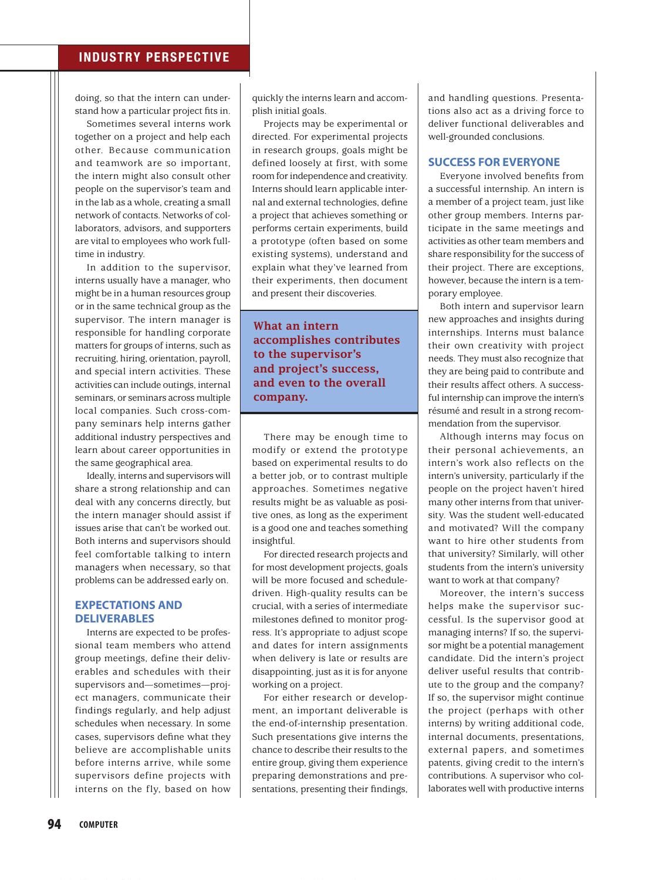doing, so that the intern can understand how a particular project fits in.

Sometimes several interns work together on a project and help each other. Because communication and teamwork are so important, the intern might also consult other people on the supervisor's team and in the lab as a whole, creating a small network of contacts. Networks of collaborators, advisors, and supporters are vital to employees who work full-time in industry.

In addition to the supervisor, interns usually have a manager, who might be in a human resources group or in the same technical group as the supervisor. The intern manager is responsible for handling corporate matters for groups of interns, such as recruiting, hiring, orientation, payroll, and special intern activities. These activities can include outings, internal seminars, or seminars across multiple local companies. Such cross-company seminars help interns gather additional industry perspectives and learn about career opportunities in the same geographical area.

Ideally, interns and supervisors will share a strong relationship and can deal with any concerns directly, but the intern manager should assist if issues arise that can't be worked out. Both interns and supervisors should feel comfortable talking to intern managers when necessary, so that problems can be addressed early on.

## EXPECTATIONS AND DELIVERABLES

Interns are expected to be professional team members who attend group meetings, define their deliverables and schedules with their supervisors and—sometimes—project managers, communicate their findings regularly, and help adjust schedules when necessary. In some cases, supervisors define what they believe are accomplishable units before interns arrive, while some supervisors define projects with interns on the fly, based on how quickly the interns learn and accomplish initial goals.

Projects may be experimental or directed. For experimental projects in research groups, goals might be defined loosely at first, with some room for independence and creativity. Interns should learn applicable internal and external technologies, define a project that achieves something or performs certain experiments, build a prototype (often based on some existing systems), understand and explain what they've learned from their experiments, then document and present their discoveries.

**What an intern accomplishes contributes to the supervisor's and project's success, and even to the overall company.**

There may be enough time to modify or extend the prototype based on experimental results to do a better job, or to contrast multiple approaches. Sometimes negative results might be as valuable as positive ones, as long as the experiment is a good one and teaches something insightful.

For directed research projects and for most development projects, goals will be more focused and schedule-driven. High-quality results can be crucial, with a series of intermediate milestones defined to monitor progress. It's appropriate to adjust scope and dates for intern assignments when delivery is late or results are disappointing, just as it is for anyone working on a project.

For either research or development, an important deliverable is the end-of-internship presentation. Such presentations give interns the chance to describe their results to the entire group, giving them experience preparing demonstrations and presentations, presenting their findings, and handling questions. Presentations also act as a driving force to deliver functional deliverables and well-grounded conclusions.

## SUCCESS FOR EVERYONE

Everyone involved benefits from a successful internship. An intern is a member of a project team, just like other group members. Interns participate in the same meetings and activities as other team members and share responsibility for the success of their project. There are exceptions, however, because the intern is a temporary employee.

Both intern and supervisor learn new approaches and insights during internships. Interns must balance their own creativity with project needs. They must also recognize that they are being paid to contribute and their results affect others. A successful internship can improve the intern's résumé and result in a strong recommendation from the supervisor.

Although interns may focus on their personal achievements, an intern's work also reflects on the intern's university, particularly if the people on the project haven't hired many other interns from that university. Was the student well-educated and motivated? Will the company want to hire other students from that university? Similarly, will other students from the intern's university want to work at that company?

Moreover, the intern's success helps make the supervisor successful. Is the supervisor good at managing interns? If so, the supervisor might be a potential management candidate. Did the intern's project deliver useful results that contribute to the group and the company? If so, the supervisor might continue the project (perhaps with other interns) by writing additional code, internal documents, presentations, external papers, and sometimes patents, giving credit to the intern's contributions. A supervisor who collaborates well with productive interns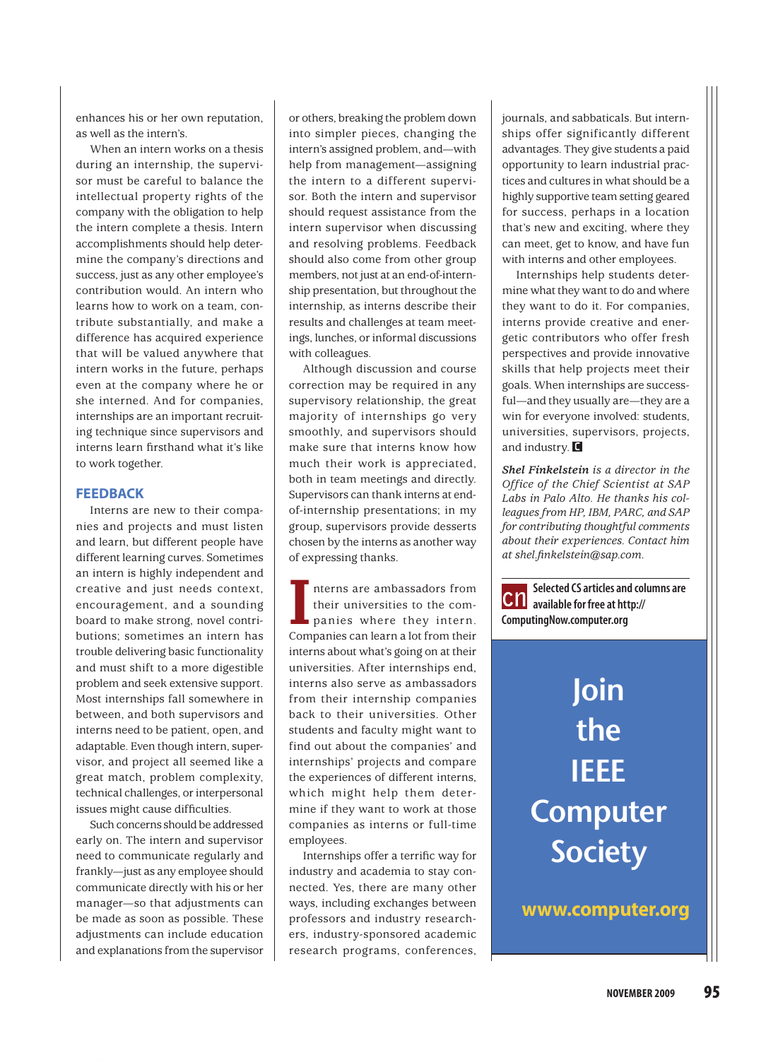enhances his or her own reputation, as well as the intern's.

When an intern works on a thesis during an internship, the supervisor must be careful to balance the intellectual property rights of the company with the obligation to help the intern complete a thesis. Intern accomplishments should help determine the company's directions and success, just as any other employee's contribution would. An intern who learns how to work on a team, contribute substantially, and make a difference has acquired experience that will be valued anywhere that intern works in the future, perhaps even at the company where he or she interned. And for companies, internships are an important recruiting technique since supervisors and interns learn firsthand what it's like to work together.

## FEEDBACK

Interns are new to their companies and projects and must listen and learn, but different people have different learning curves. Sometimes an intern is highly independent and creative and just needs context, encouragement, and a sounding board to make strong, novel contributions; sometimes an intern has trouble delivering basic functionality and must shift to a more digestible problem and seek extensive support. Most internships fall somewhere in between, and both supervisors and interns need to be patient, open, and adaptable. Even though intern, supervisor, and project all seemed like a great match, problem complexity, technical challenges, or interpersonal issues might cause difficulties.

Such concerns should be addressed early on. The intern and supervisor need to communicate regularly and frankly—just as any employee should communicate directly with his or her manager—so that adjustments can be made as soon as possible. These adjustments can include education and explanations from the supervisor or others, breaking the problem down into simpler pieces, changing the intern's assigned problem, and—with help from management—assigning the intern to a different supervisor. Both the intern and supervisor should request assistance from the intern supervisor when discussing and resolving problems. Feedback should also come from other group members, not just at an end-of-internship presentation, but throughout the internship, as interns describe their results and challenges at team meetings, lunches, or informal discussions with colleagues.

Although discussion and course correction may be required in any supervisory relationship, the great majority of internships go very smoothly, and supervisors should make sure that interns know how much their work is appreciated, both in team meetings and directly. Supervisors can thank interns at end-of-internship presentations; in my group, supervisors provide desserts chosen by the interns as another way of expressing thanks.

Interns are ambassadors from their universities to the companies where they intern. Companies can learn a lot from their interns about what's going on at their universities. After internships end, interns also serve as ambassadors from their internship companies back to their universities. Other students and faculty might want to find out about the companies' and internships' projects and compare the experiences of different interns, which might help them determine if they want to work at those companies as interns or full-time employees.

Internships offer a terrific way for industry and academia to stay connected. Yes, there are many other ways, including exchanges between professors and industry researchers, industry-sponsored academic research programs, conferences, journals, and sabbaticals. But internships offer significantly different advantages. They give students a paid opportunity to learn industrial practices and cultures in what should be a highly supportive team setting geared for success, perhaps in a location that's new and exciting, where they can meet, get to know, and have fun with interns and other employees.

Internships help students determine what they want to do and where they want to do it. For companies, interns provide creative and energetic contributors who offer fresh perspectives and provide innovative skills that help projects meet their goals. When internships are successful—and they usually are—they are a win for everyone involved: students, universities, supervisors, projects, and industry.

***Shel Finkelstein*** *is a director in the Office of the Chief Scientist at SAP Labs in Palo Alto. He thanks his colleagues from HP, IBM, PARC, and SAP for contributing thoughtful comments about their experiences. Contact him at shel.finkelstein@sap.com.*

**Selected CS articles and columns are available for free at http://ComputingNow.computer.org**

Join the IEEE Computer Society

www.computer.org